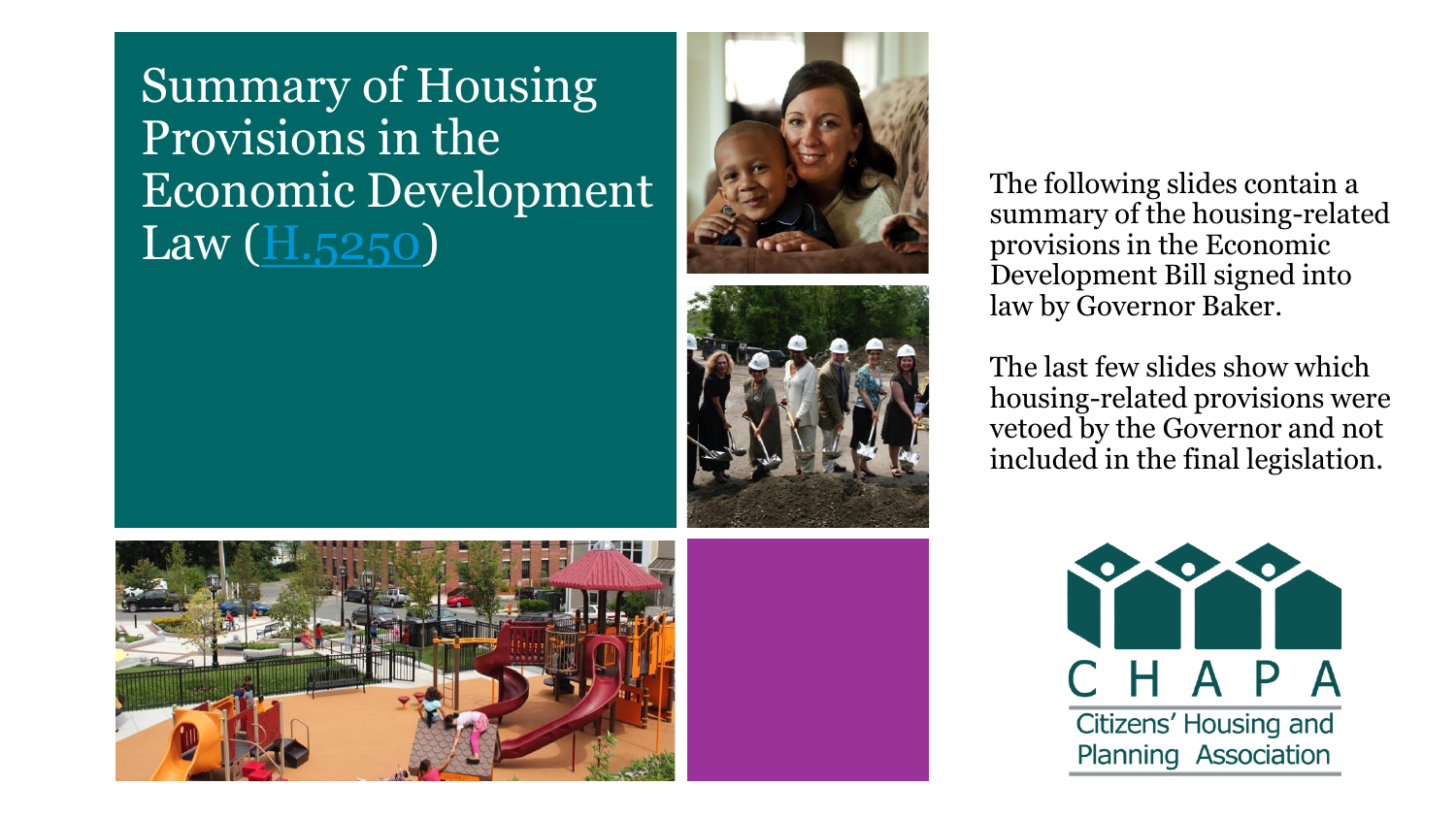# Summary of Housing Provisions in the Economic Development Law (H.5250)

The following slides contain a summary of the housing-related provisions in the Economic Development Bill signed into law by Governor Baker.

The last few slides show which housing-related provisions were vetoed by the Governor and not included in the final legislation.

CHAPA
Citizens' Housing and Planning Association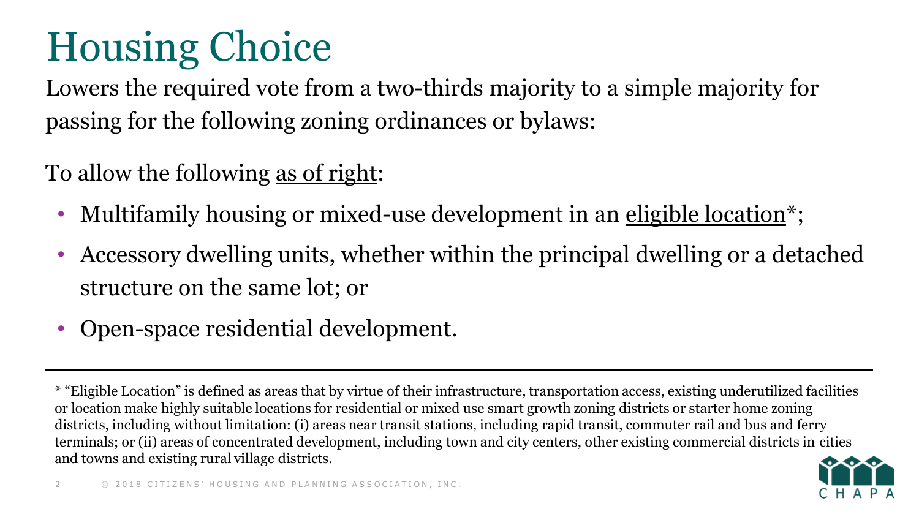# Housing Choice

Lowers the required vote from a two-thirds majority to a simple majority for passing for the following zoning ordinances or bylaws:

To allow the following <u>as of right</u>:

- Multifamily housing or mixed-use development in an <u>eligible location</u>*;
- Accessory dwelling units, whether within the principal dwelling or a detached structure on the same lot; or
- Open-space residential development.

---

* "Eligible Location" is defined as areas that by virtue of their infrastructure, transportation access, existing underutilized facilities or location make highly suitable locations for residential or mixed use smart growth zoning districts or starter home zoning districts, including without limitation: (i) areas near transit stations, including rapid transit, commuter rail and bus and ferry terminals; or (ii) areas of concentrated development, including town and city centers, other existing commercial districts in cities and towns and existing rural village districts.

© 2018 CITIZENS' HOUSING AND PLANNING ASSOCIATION, INC.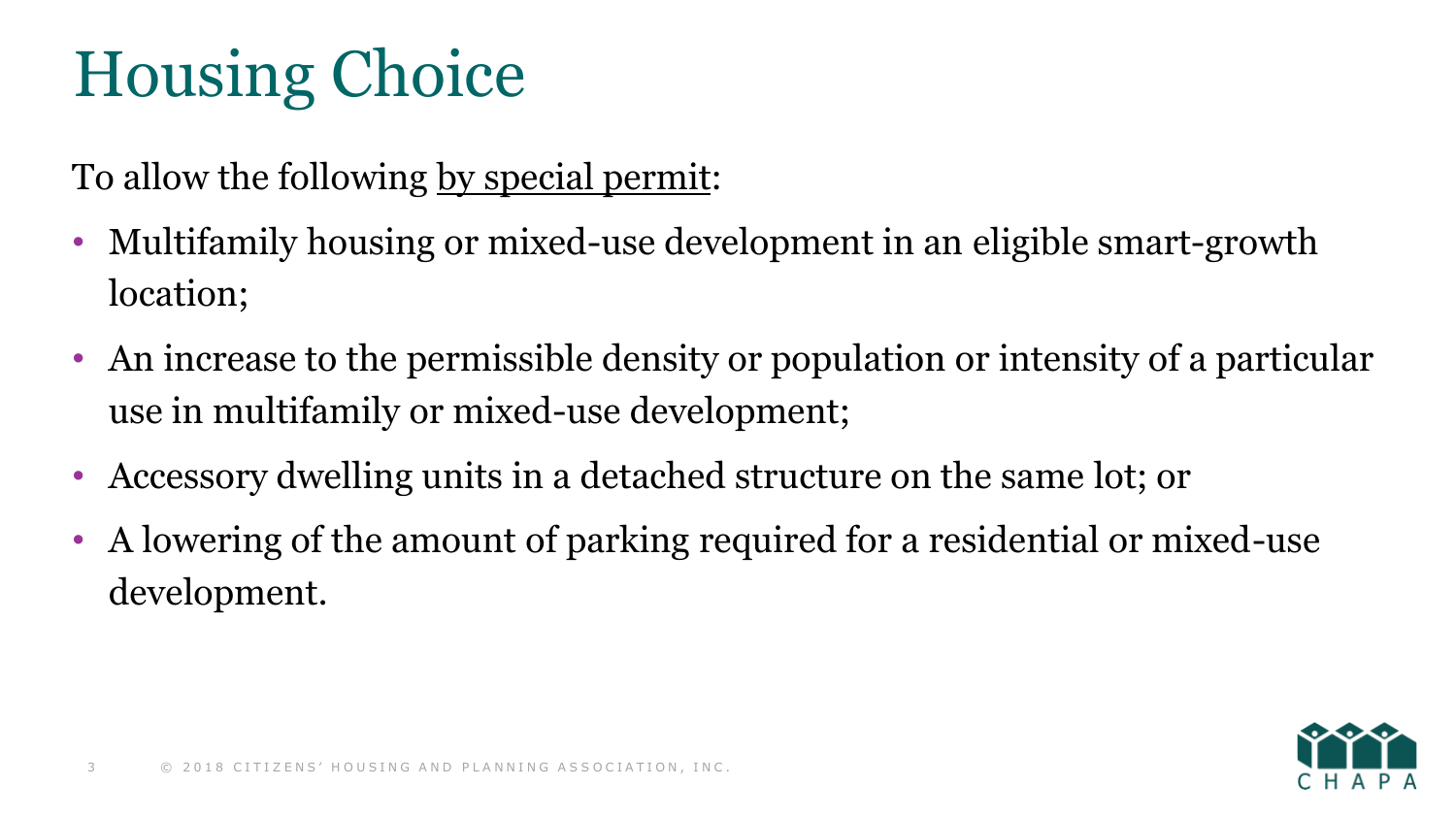# Housing Choice

To allow the following <u>by special permit</u>:

- Multifamily housing or mixed-use development in an eligible smart-growth location;
- An increase to the permissible density or population or intensity of a particular use in multifamily or mixed-use development;
- Accessory dwelling units in a detached structure on the same lot; or
- A lowering of the amount of parking required for a residential or mixed-use development.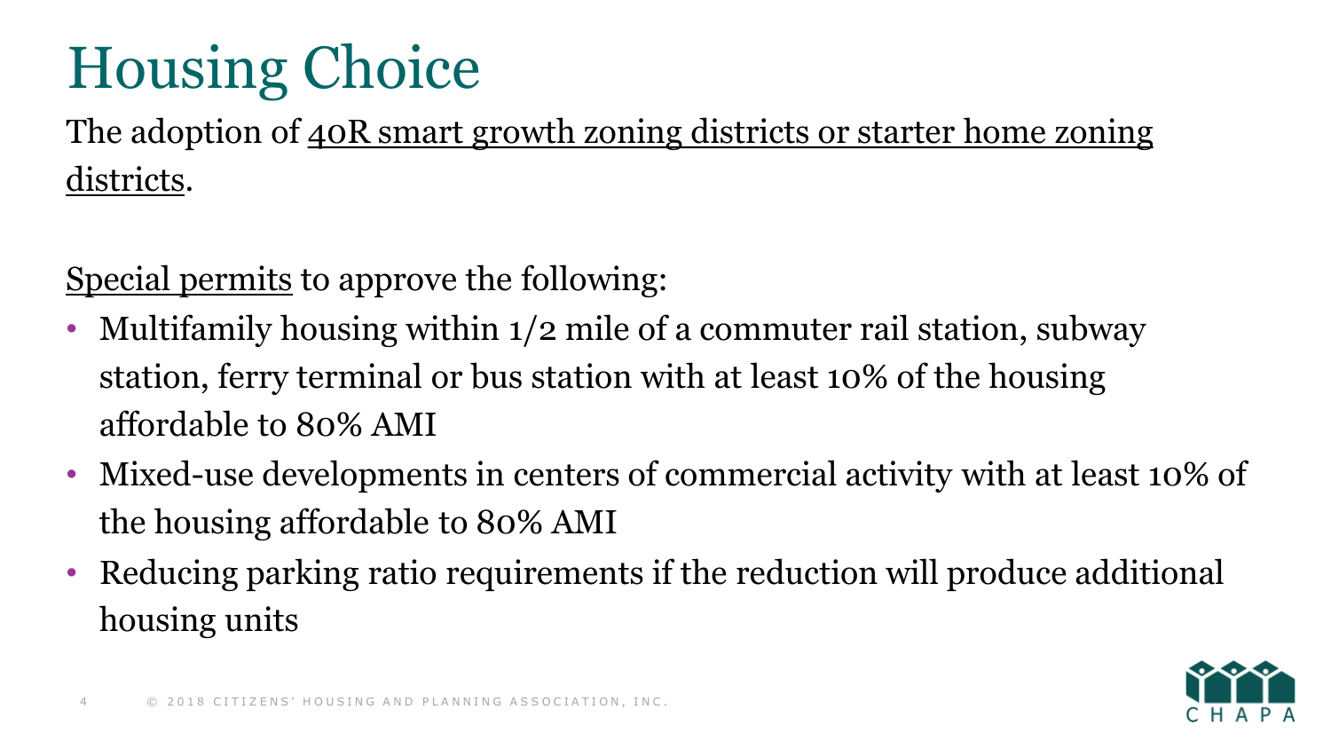# Housing Choice

The adoption of 40R smart growth zoning districts or starter home zoning districts.

Special permits to approve the following:

- Multifamily housing within 1/2 mile of a commuter rail station, subway station, ferry terminal or bus station with at least 10% of the housing affordable to 80% AMI
- Mixed-use developments in centers of commercial activity with at least 10% of the housing affordable to 80% AMI
- Reducing parking ratio requirements if the reduction will produce additional housing units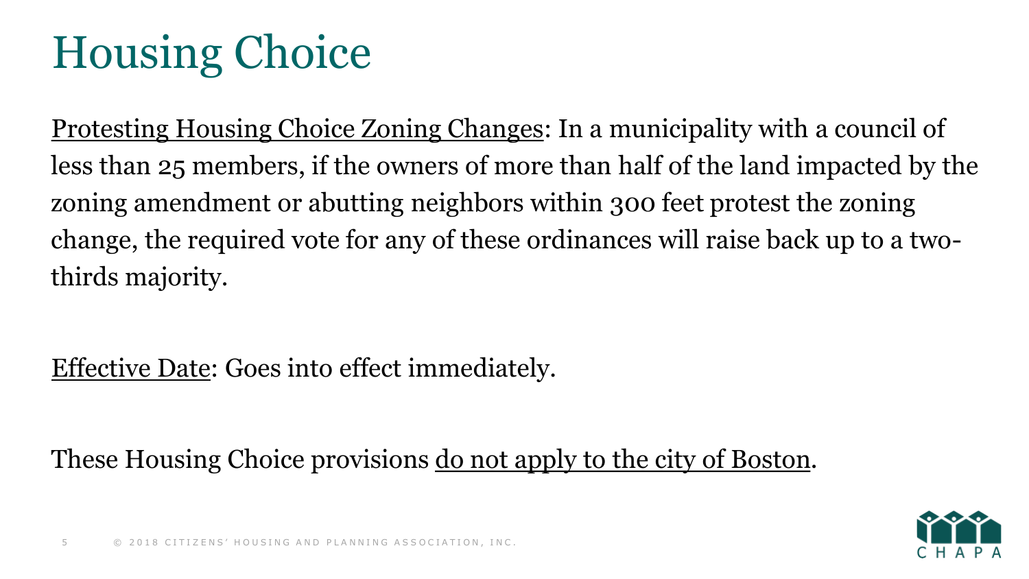# Housing Choice

<u>Protesting Housing Choice Zoning Changes</u>: In a municipality with a council of less than 25 members, if the owners of more than half of the land impacted by the zoning amendment or abutting neighbors within 300 feet protest the zoning change, the required vote for any of these ordinances will raise back up to a two-thirds majority.

<u>Effective Date</u>: Goes into effect immediately.

These Housing Choice provisions <u>do not apply to the city of Boston</u>.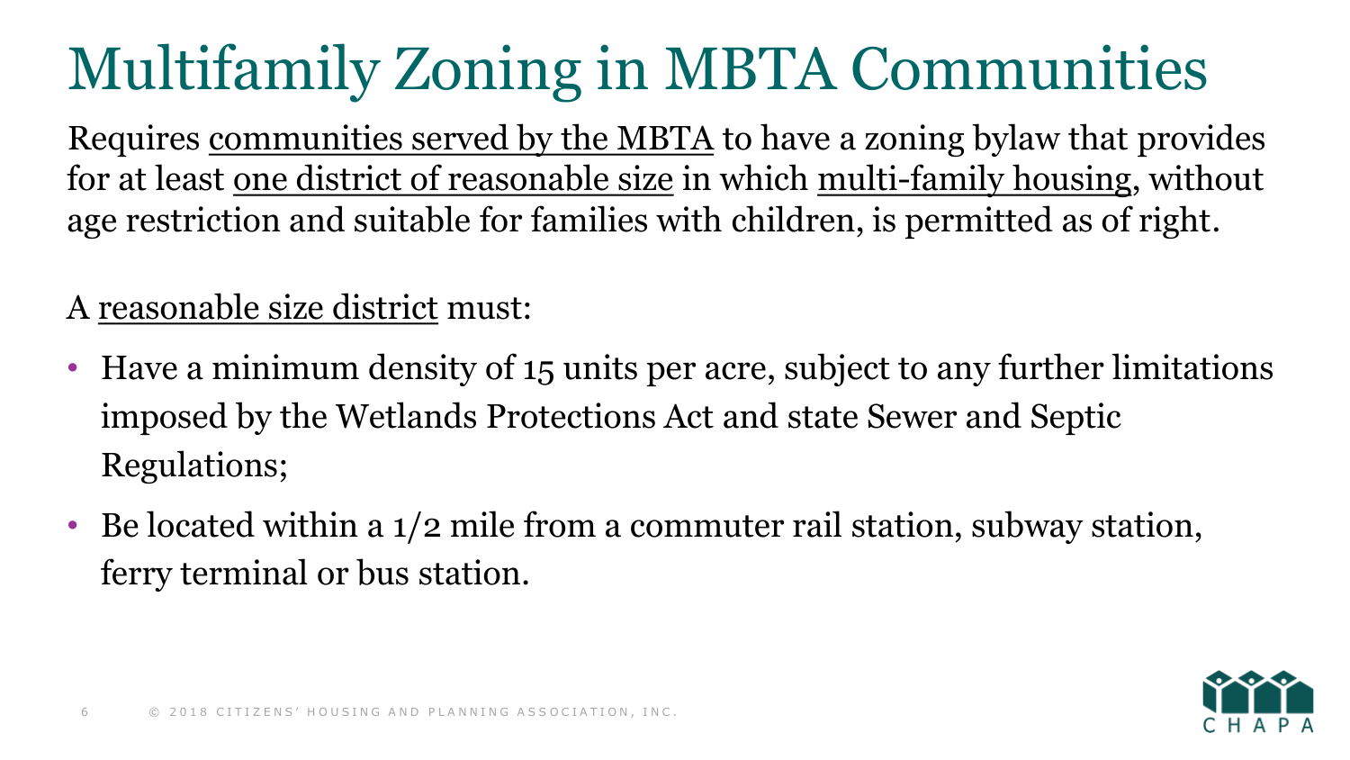# Multifamily Zoning in MBTA Communities

Requires communities served by the MBTA to have a zoning bylaw that provides for at least one district of reasonable size in which multi-family housing, without age restriction and suitable for families with children, is permitted as of right.

A reasonable size district must:

- Have a minimum density of 15 units per acre, subject to any further limitations imposed by the Wetlands Protections Act and state Sewer and Septic Regulations;
- Be located within a 1/2 mile from a commuter rail station, subway station, ferry terminal or bus station.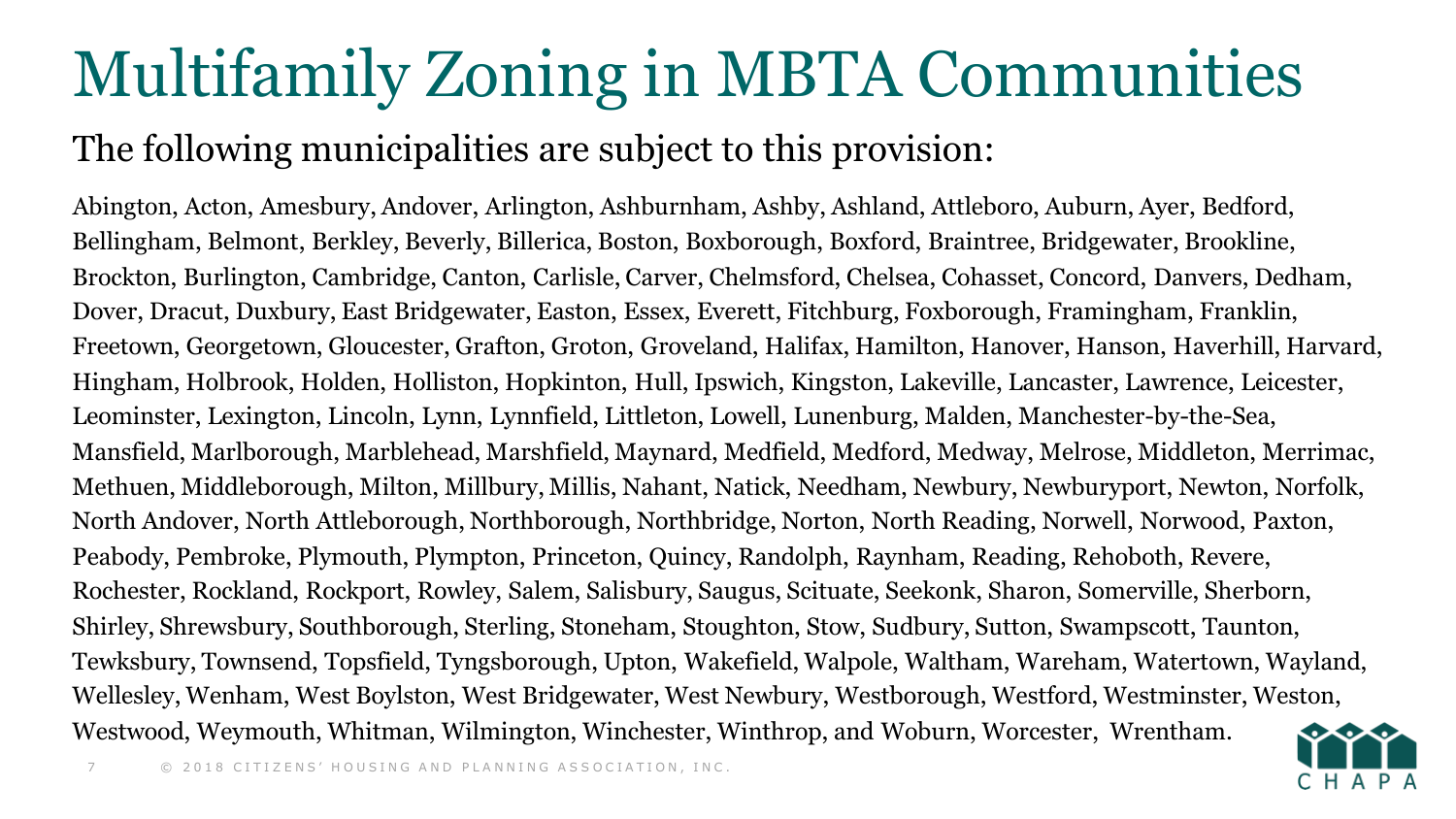# Multifamily Zoning in MBTA Communities

## The following municipalities are subject to this provision:

Abington, Acton, Amesbury, Andover, Arlington, Ashburnham, Ashby, Ashland, Attleboro, Auburn, Ayer, Bedford, Bellingham, Belmont, Berkley, Beverly, Billerica, Boston, Boxborough, Boxford, Braintree, Bridgewater, Brookline, Brockton, Burlington, Cambridge, Canton, Carlisle, Carver, Chelmsford, Chelsea, Cohasset, Concord, Danvers, Dedham, Dover, Dracut, Duxbury, East Bridgewater, Easton, Essex, Everett, Fitchburg, Foxborough, Framingham, Franklin, Freetown, Georgetown, Gloucester, Grafton, Groton, Groveland, Halifax, Hamilton, Hanover, Hanson, Haverhill, Harvard, Hingham, Holbrook, Holden, Holliston, Hopkinton, Hull, Ipswich, Kingston, Lakeville, Lancaster, Lawrence, Leicester, Leominster, Lexington, Lincoln, Lynn, Lynnfield, Littleton, Lowell, Lunenburg, Malden, Manchester-by-the-Sea, Mansfield, Marlborough, Marblehead, Marshfield, Maynard, Medfield, Medford, Medway, Melrose, Middleton, Merrimac, Methuen, Middleborough, Milton, Millbury, Millis, Nahant, Natick, Needham, Newbury, Newburyport, Newton, Norfolk, North Andover, North Attleborough, Northborough, Northbridge, Norton, North Reading, Norwell, Norwood, Paxton, Peabody, Pembroke, Plymouth, Plympton, Princeton, Quincy, Randolph, Raynham, Reading, Rehoboth, Revere, Rochester, Rockland, Rockport, Rowley, Salem, Salisbury, Saugus, Scituate, Seekonk, Sharon, Somerville, Sherborn, Shirley, Shrewsbury, Southborough, Sterling, Stoneham, Stoughton, Stow, Sudbury, Sutton, Swampscott, Taunton, Tewksbury, Townsend, Topsfield, Tyngsborough, Upton, Wakefield, Walpole, Waltham, Wareham, Watertown, Wayland, Wellesley, Wenham, West Boylston, West Bridgewater, West Newbury, Westborough, Westford, Westminster, Weston, Westwood, Weymouth, Whitman, Wilmington, Winchester, Winthrop, and Woburn, Worcester, Wrentham.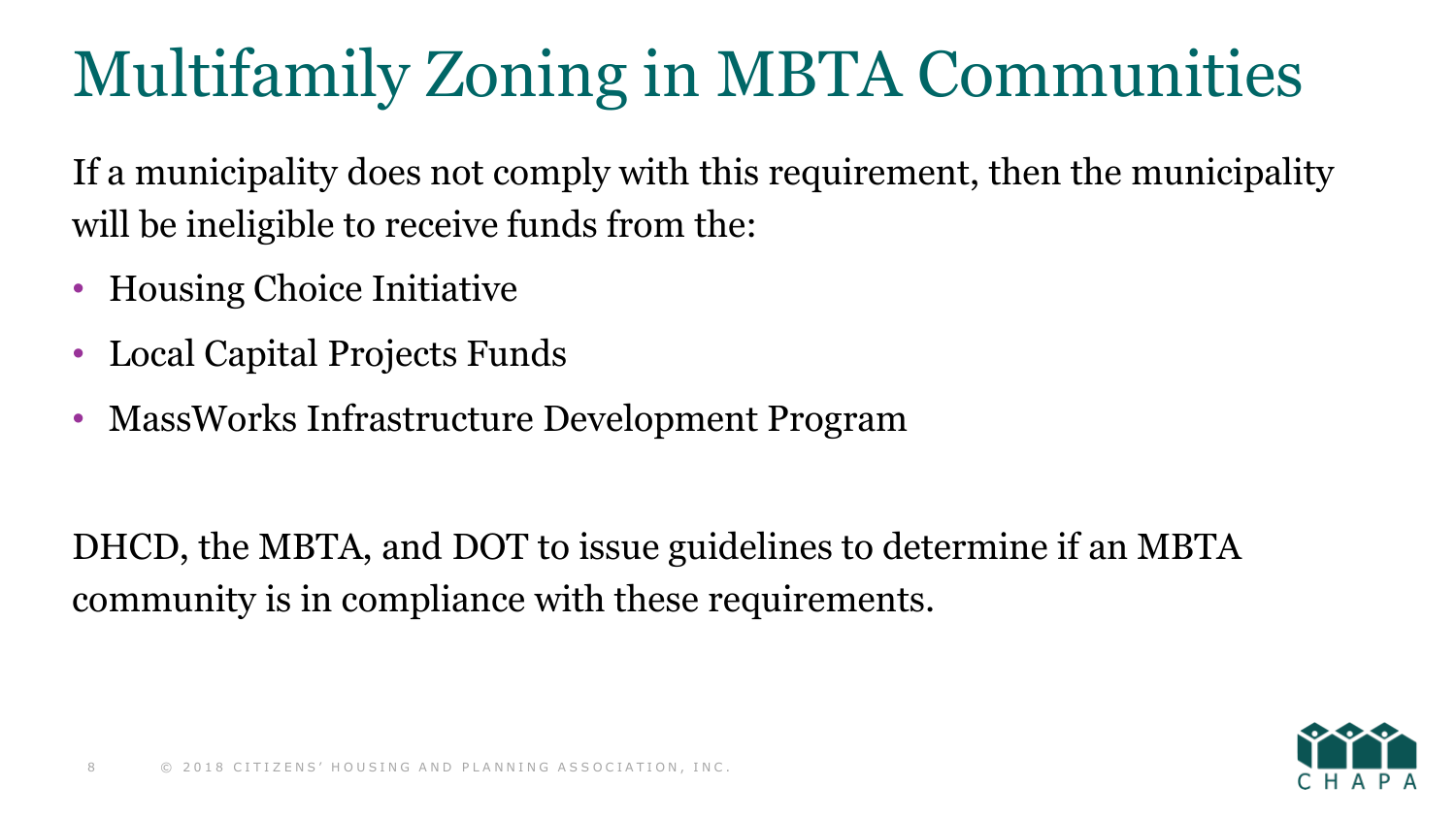# Multifamily Zoning in MBTA Communities

If a municipality does not comply with this requirement, then the municipality will be ineligible to receive funds from the:

- Housing Choice Initiative
- Local Capital Projects Funds
- MassWorks Infrastructure Development Program

DHCD, the MBTA, and DOT to issue guidelines to determine if an MBTA community is in compliance with these requirements.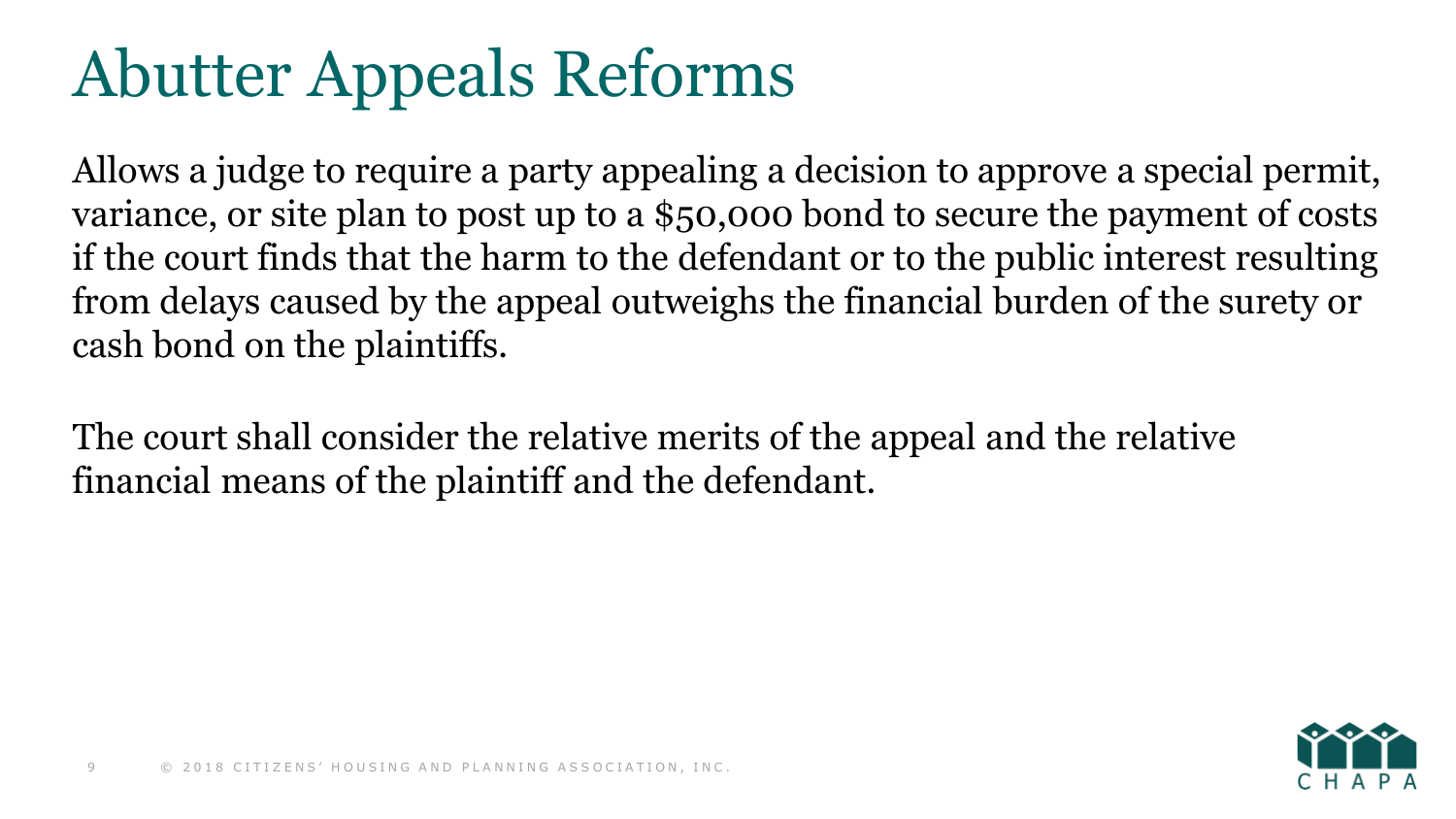# Abutter Appeals Reforms

Allows a judge to require a party appealing a decision to approve a special permit, variance, or site plan to post up to a $50,000 bond to secure the payment of costs if the court finds that the harm to the defendant or to the public interest resulting from delays caused by the appeal outweighs the financial burden of the surety or cash bond on the plaintiffs.

The court shall consider the relative merits of the appeal and the relative financial means of the plaintiff and the defendant.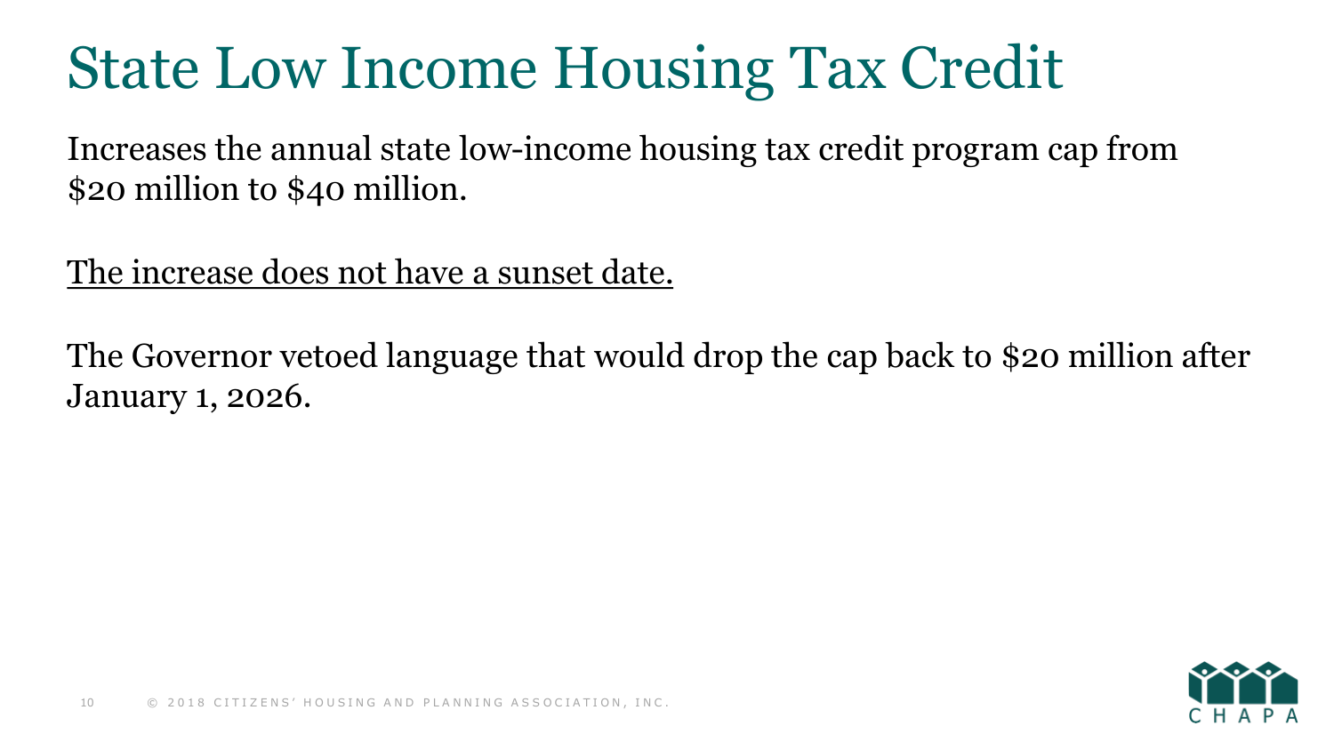# State Low Income Housing Tax Credit

Increases the annual state low-income housing tax credit program cap from $20 million to $40 million.

<u>The increase does not have a sunset date.</u>

The Governor vetoed language that would drop the cap back to $20 million after January 1, 2026.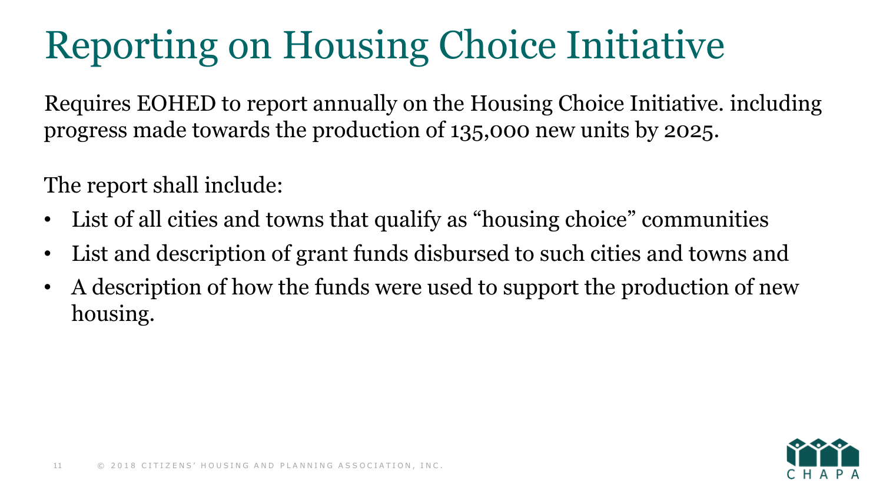# Reporting on Housing Choice Initiative

Requires EOHED to report annually on the Housing Choice Initiative. including progress made towards the production of 135,000 new units by 2025.

The report shall include:

- List of all cities and towns that qualify as "housing choice" communities
- List and description of grant funds disbursed to such cities and towns and
- A description of how the funds were used to support the production of new housing.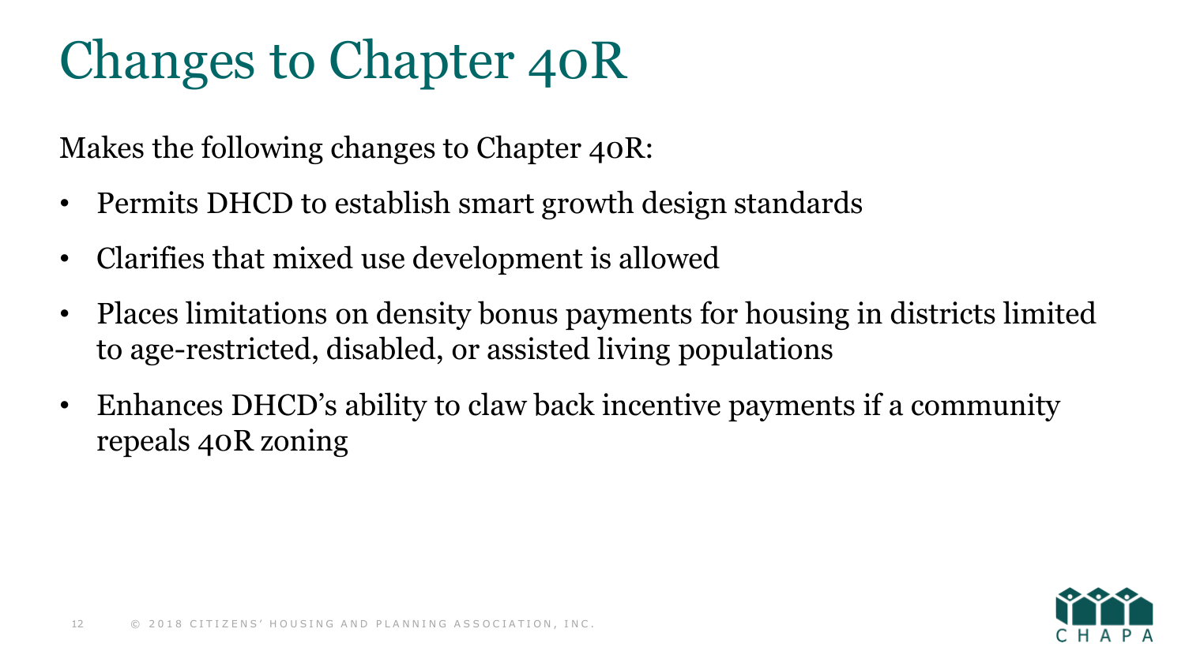# Changes to Chapter 40R

Makes the following changes to Chapter 40R:

- Permits DHCD to establish smart growth design standards
- Clarifies that mixed use development is allowed
- Places limitations on density bonus payments for housing in districts limited to age-restricted, disabled, or assisted living populations
- Enhances DHCD's ability to claw back incentive payments if a community repeals 40R zoning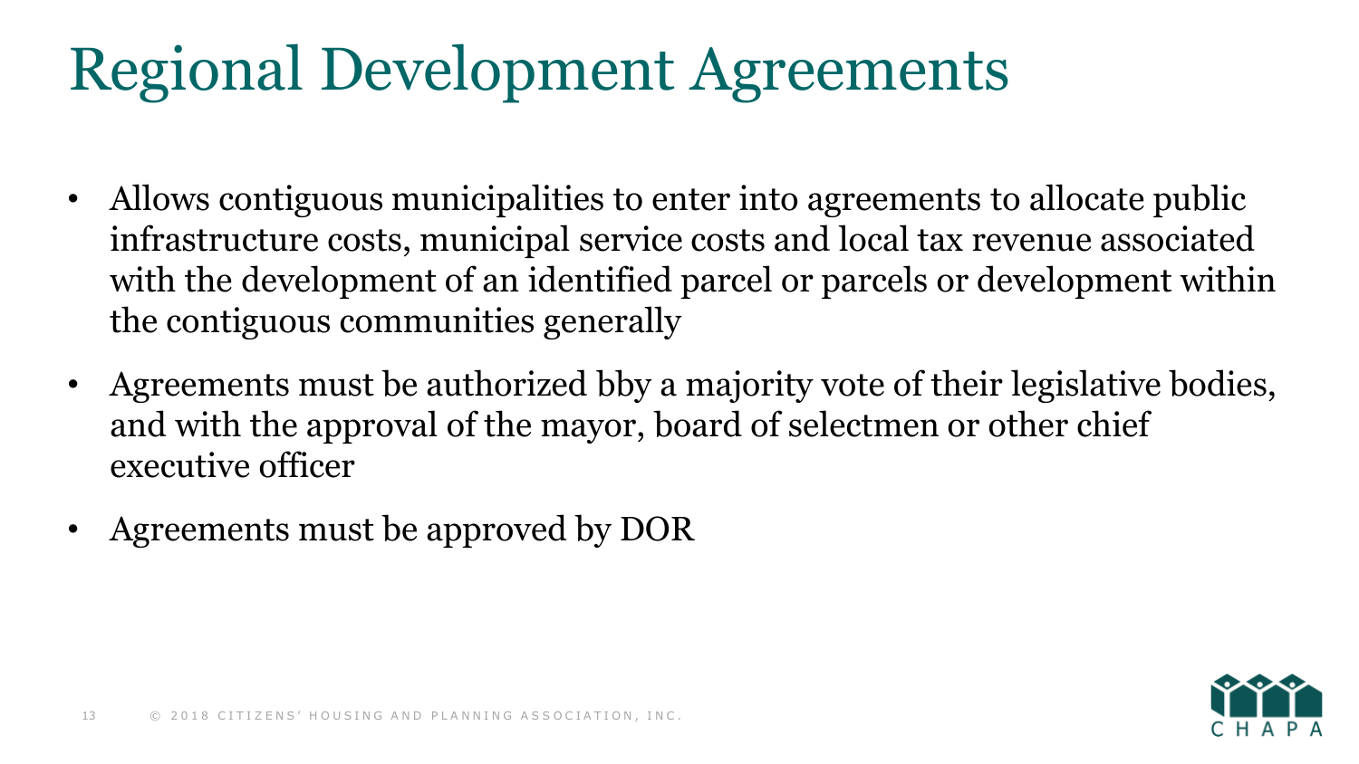# Regional Development Agreements

- Allows contiguous municipalities to enter into agreements to allocate public infrastructure costs, municipal service costs and local tax revenue associated with the development of an identified parcel or parcels or development within the contiguous communities generally
- Agreements must be authorized bby a majority vote of their legislative bodies, and with the approval of the mayor, board of selectmen or other chief executive officer
- Agreements must be approved by DOR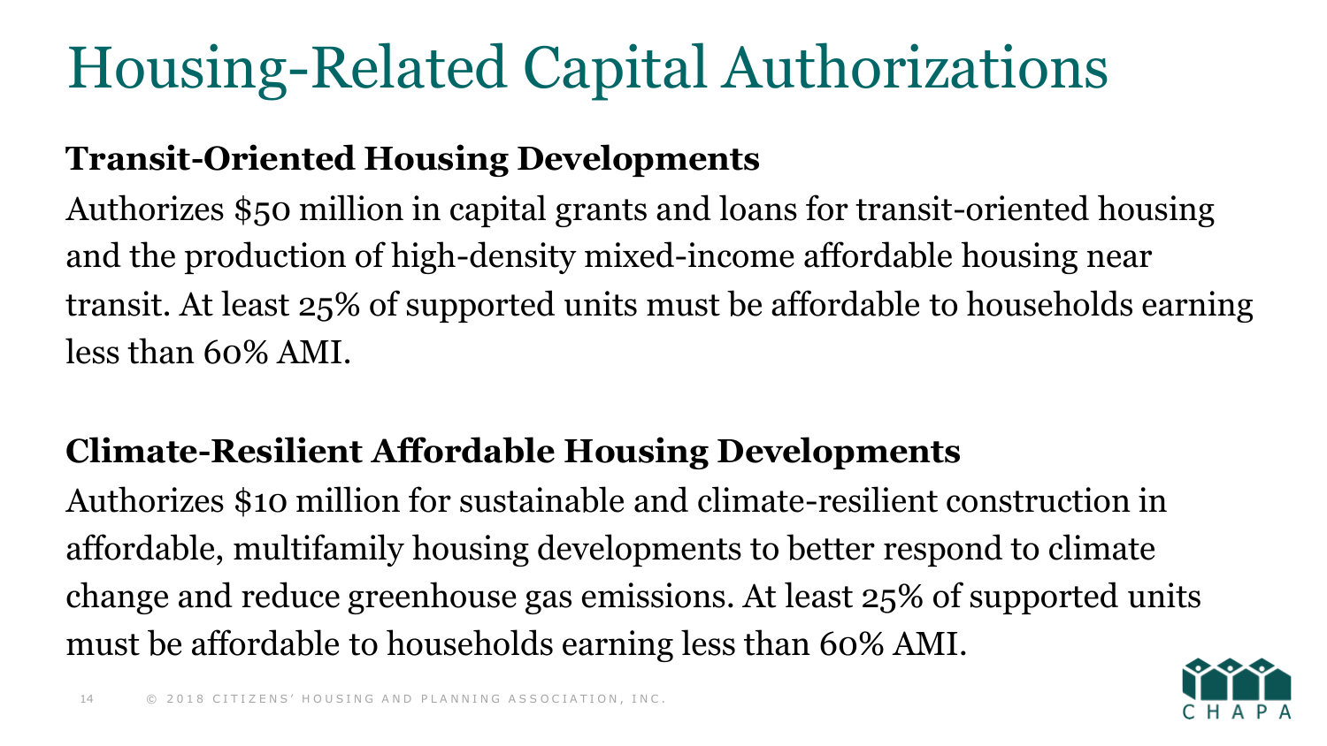# Housing-Related Capital Authorizations

**Transit-Oriented Housing Developments**

Authorizes $50 million in capital grants and loans for transit-oriented housing and the production of high-density mixed-income affordable housing near transit. At least 25% of supported units must be affordable to households earning less than 60% AMI.

**Climate-Resilient Affordable Housing Developments**

Authorizes $10 million for sustainable and climate-resilient construction in affordable, multifamily housing developments to better respond to climate change and reduce greenhouse gas emissions. At least 25% of supported units must be affordable to households earning less than 60% AMI.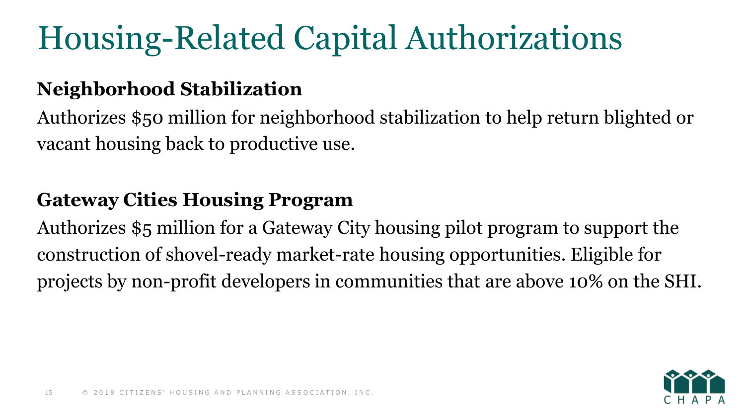# Housing-Related Capital Authorizations

**Neighborhood Stabilization**

Authorizes $50 million for neighborhood stabilization to help return blighted or vacant housing back to productive use.

**Gateway Cities Housing Program**

Authorizes $5 million for a Gateway City housing pilot program to support the construction of shovel-ready market-rate housing opportunities. Eligible for projects by non-profit developers in communities that are above 10% on the SHI.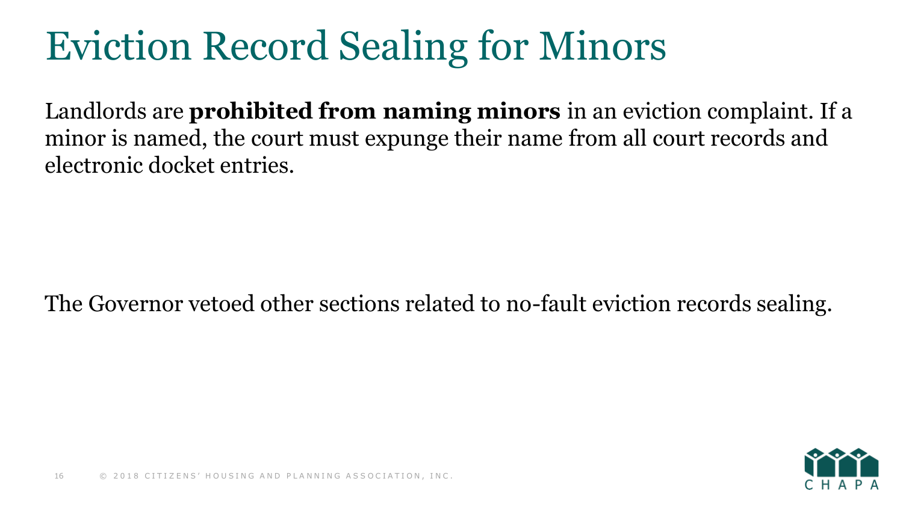# Eviction Record Sealing for Minors

Landlords are **prohibited from naming minors** in an eviction complaint. If a minor is named, the court must expunge their name from all court records and electronic docket entries.

The Governor vetoed other sections related to no-fault eviction records sealing.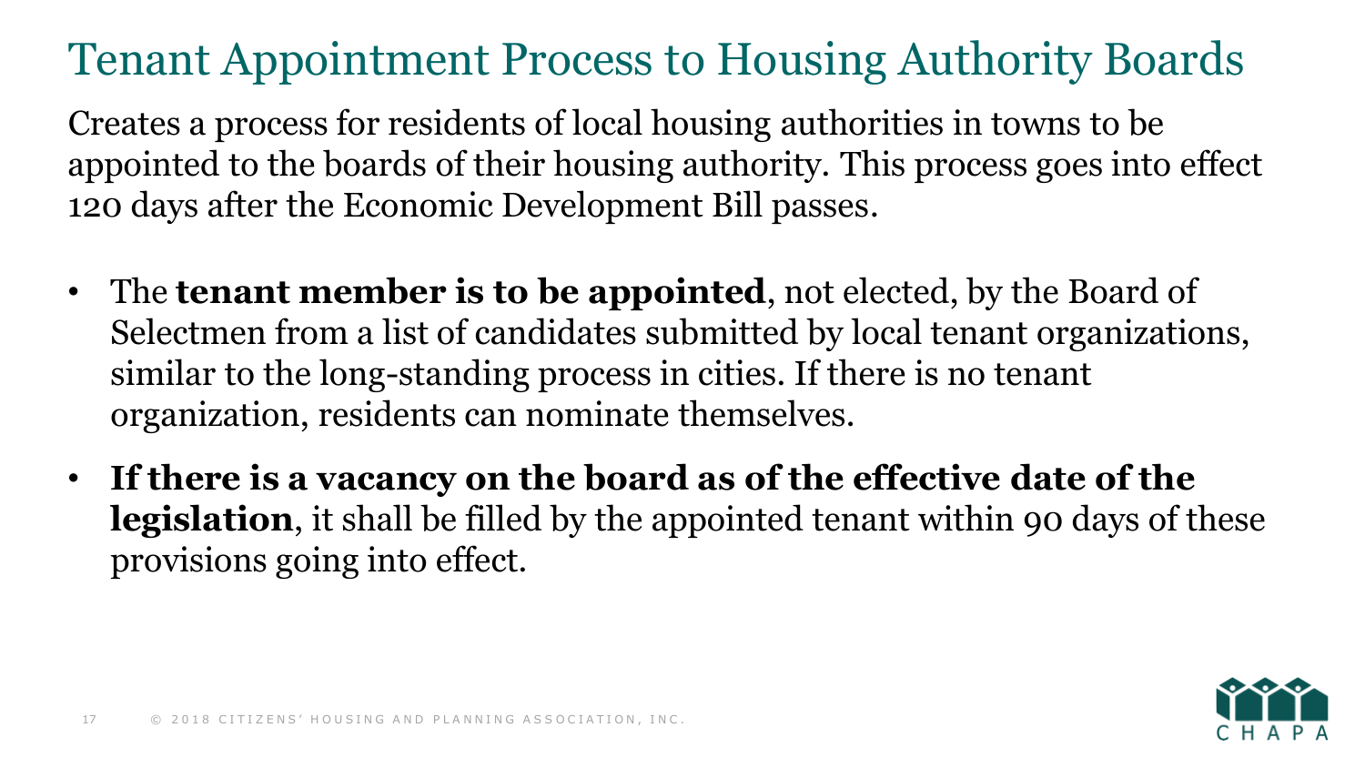# Tenant Appointment Process to Housing Authority Boards

Creates a process for residents of local housing authorities in towns to be appointed to the boards of their housing authority. This process goes into effect 120 days after the Economic Development Bill passes.

- The **tenant member is to be appointed**, not elected, by the Board of Selectmen from a list of candidates submitted by local tenant organizations, similar to the long-standing process in cities. If there is no tenant organization, residents can nominate themselves.
- **If there is a vacancy on the board as of the effective date of the legislation**, it shall be filled by the appointed tenant within 90 days of these provisions going into effect.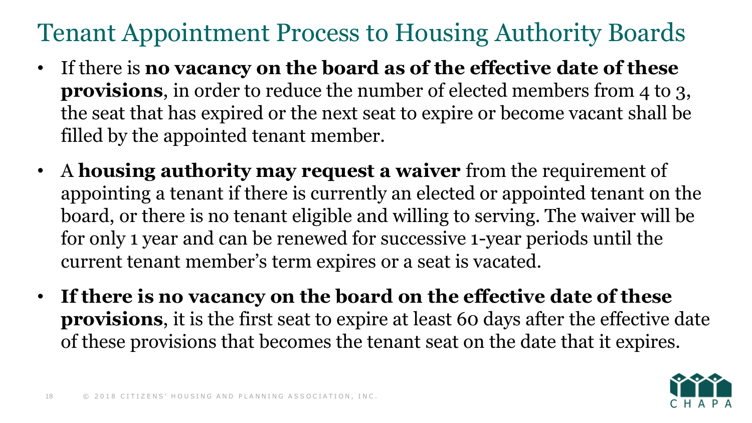# Tenant Appointment Process to Housing Authority Boards

- If there is **no vacancy on the board as of the effective date of these provisions**, in order to reduce the number of elected members from 4 to 3, the seat that has expired or the next seat to expire or become vacant shall be filled by the appointed tenant member.
- A **housing authority may request a waiver** from the requirement of appointing a tenant if there is currently an elected or appointed tenant on the board, or there is no tenant eligible and willing to serving. The waiver will be for only 1 year and can be renewed for successive 1-year periods until the current tenant member's term expires or a seat is vacated.
- **If there is no vacancy on the board on the effective date of these provisions**, it is the first seat to expire at least 60 days after the effective date of these provisions that becomes the tenant seat on the date that it expires.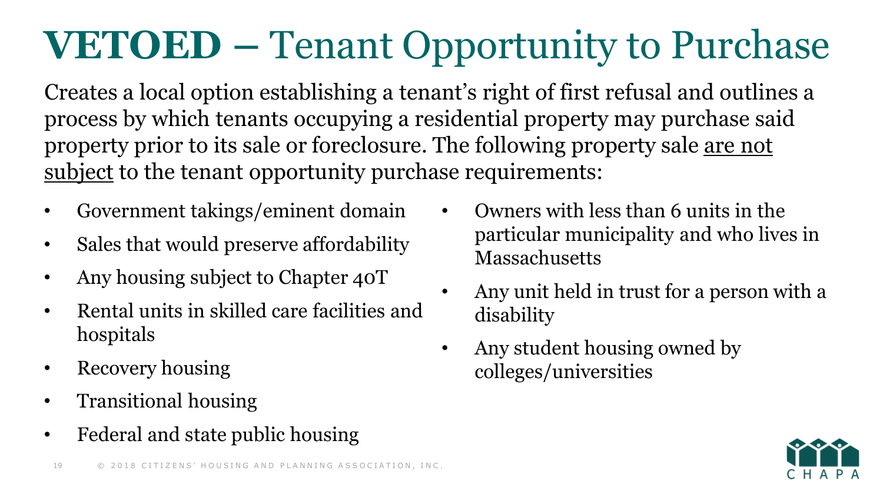# **VETOED** – Tenant Opportunity to Purchase

Creates a local option establishing a tenant's right of first refusal and outlines a process by which tenants occupying a residential property may purchase said property prior to its sale or foreclosure. The following property sale <u>are not subject</u> to the tenant opportunity purchase requirements:

- Government takings/eminent domain
- Sales that would preserve affordability
- Any housing subject to Chapter 40T
- Rental units in skilled care facilities and hospitals
- Recovery housing
- Transitional housing
- Federal and state public housing
- Owners with less than 6 units in the particular municipality and who lives in Massachusetts
- Any unit held in trust for a person with a disability
- Any student housing owned by colleges/universities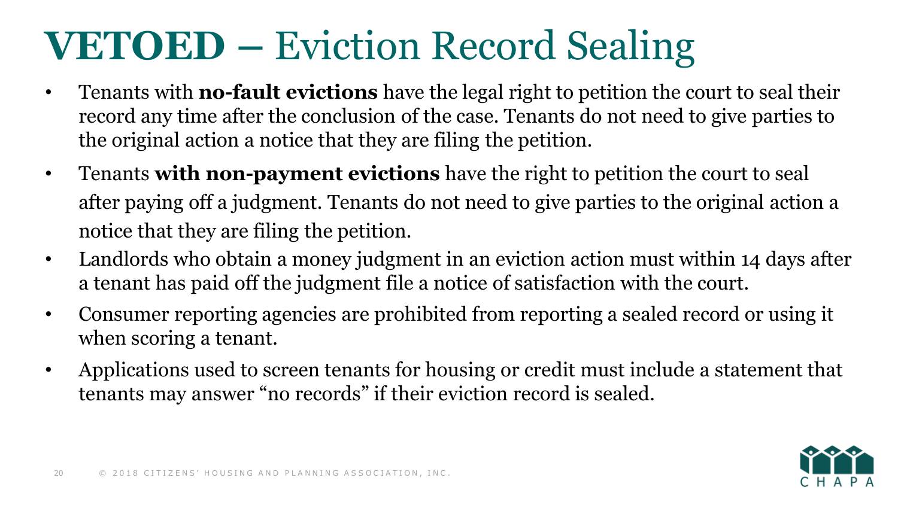# **VETOED** – Eviction Record Sealing

- Tenants with **no-fault evictions** have the legal right to petition the court to seal their record any time after the conclusion of the case. Tenants do not need to give parties to the original action a notice that they are filing the petition.
- Tenants **with non-payment evictions** have the right to petition the court to seal after paying off a judgment. Tenants do not need to give parties to the original action a notice that they are filing the petition.
- Landlords who obtain a money judgment in an eviction action must within 14 days after a tenant has paid off the judgment file a notice of satisfaction with the court.
- Consumer reporting agencies are prohibited from reporting a sealed record or using it when scoring a tenant.
- Applications used to screen tenants for housing or credit must include a statement that tenants may answer "no records" if their eviction record is sealed.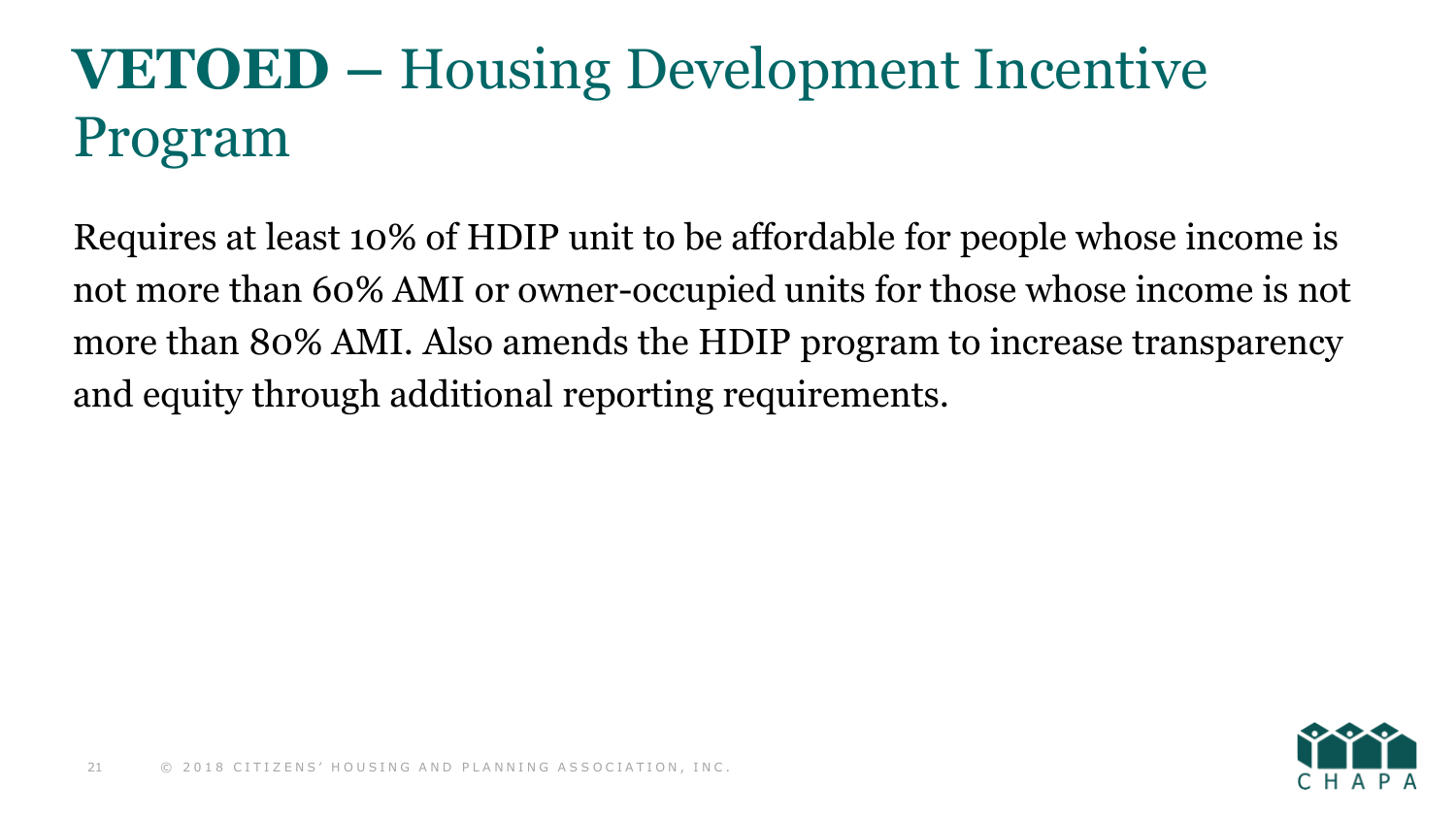# **VETOED** – Housing Development Incentive Program

Requires at least 10% of HDIP unit to be affordable for people whose income is not more than 60% AMI or owner-occupied units for those whose income is not more than 80% AMI. Also amends the HDIP program to increase transparency and equity through additional reporting requirements.